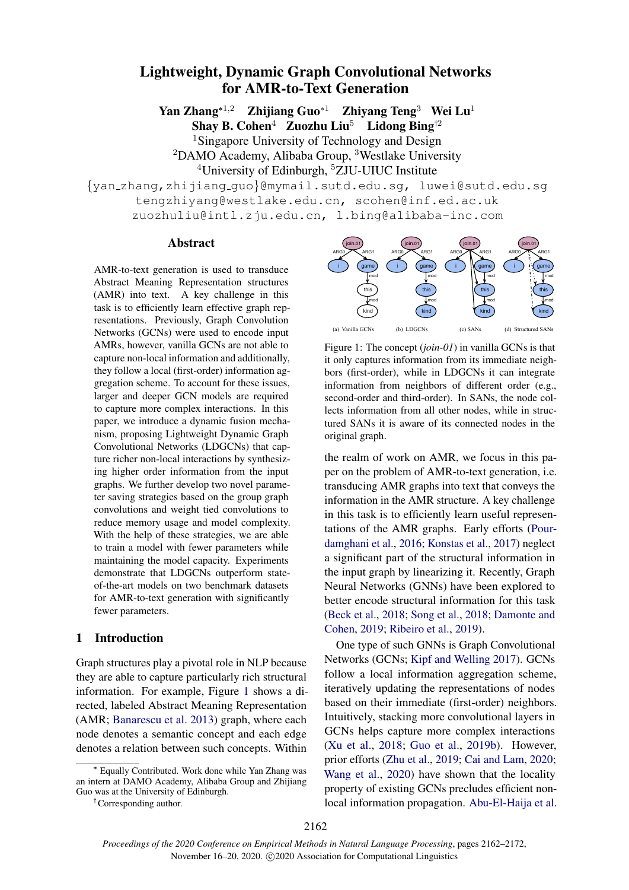# Lightweight, Dynamic Graph Convolutional Networks for AMR-to-Text Generation

**Yan Zhang**[*1,2] **Zhijiang Guo**[*1] **Zhiyang Teng**[3] **Wei Lu**[1]
**Shay B. Cohen**[4] **Zuozhu Liu**[5] **Lidong Bing**[†2]

[1]Singapore University of Technology and Design
[2]DAMO Academy, Alibaba Group, [3]Westlake University
[4]University of Edinburgh, [5]ZJU-UIUC Institute

{yan_zhang,zhijiang_guo}@mymail.sutd.edu.sg, luwei@sutd.edu.sg
tengzhiyang@westlake.edu.cn, scohen@inf.ed.ac.uk
zuozhuliu@intl.zju.edu.cn, l.bing@alibaba-inc.com

## Abstract

AMR-to-text generation is used to transduce Abstract Meaning Representation structures (AMR) into text. A key challenge in this task is to efficiently learn effective graph representations. Previously, Graph Convolution Networks (GCNs) were used to encode input AMRs, however, vanilla GCNs are not able to capture non-local information and additionally, they follow a local (first-order) information aggregation scheme. To account for these issues, larger and deeper GCN models are required to capture more complex interactions. In this paper, we introduce a dynamic fusion mechanism, proposing Lightweight Dynamic Graph Convolutional Networks (LDGCNs) that capture richer non-local interactions by synthesizing higher order information from the input graphs. We further develop two novel parameter saving strategies based on the group graph convolutions and weight tied convolutions to reduce memory usage and model complexity. With the help of these strategies, we are able to train a model with fewer parameters while maintaining the model capacity. Experiments demonstrate that LDGCNs outperform state-of-the-art models on two benchmark datasets for AMR-to-text generation with significantly fewer parameters.

## 1 Introduction

Graph structures play a pivotal role in NLP because they are able to capture particularly rich structural information. For example, Figure 1 shows a directed, labeled Abstract Meaning Representation (AMR; Banarescu et al. 2013) graph, where each node denotes a semantic concept and each edge denotes a relation between such concepts. Within the realm of work on AMR, we focus in this paper on the problem of AMR-to-text generation, i.e. transducing AMR graphs into text that conveys the information in the AMR structure. A key challenge in this task is to efficiently learn useful representations of the AMR graphs. Early efforts (Pourdamghani et al., 2016; Konstas et al., 2017) neglect a significant part of the structural information in the input graph by linearizing it. Recently, Graph Neural Networks (GNNs) have been explored to better encode structural information for this task (Beck et al., 2018; Song et al., 2018; Damonte and Cohen, 2019; Ribeiro et al., 2019).

(a) Vanilla GCNs (b) LDGCNs (c) SANs (d) Structured SANs

Figure 1: The concept (*join-01*) in vanilla GCNs is that it only captures information from its immediate neighbors (first-order), while in LDGCNs it can integrate information from neighbors of different order (e.g., second-order and third-order). In SANs, the node collects information from all other nodes, while in structured SANs it is aware of its connected nodes in the original graph.

One type of such GNNs is Graph Convolutional Networks (GCNs; Kipf and Welling 2017). GCNs follow a local information aggregation scheme, iteratively updating the representations of nodes based on their immediate (first-order) neighbors. Intuitively, stacking more convolutional layers in GCNs helps capture more complex interactions (Xu et al., 2018; Guo et al., 2019b). However, prior efforts (Zhu et al., 2019; Cai and Lam, 2020; Wang et al., 2020) have shown that the locality property of existing GCNs precludes efficient non-local information propagation. Abu-El-Haija et al.

---

[*] Equally Contributed. Work done while Yan Zhang was an intern at DAMO Academy, Alibaba Group and Zhijiang Guo was at the University of Edinburgh.

[†]Corresponding author.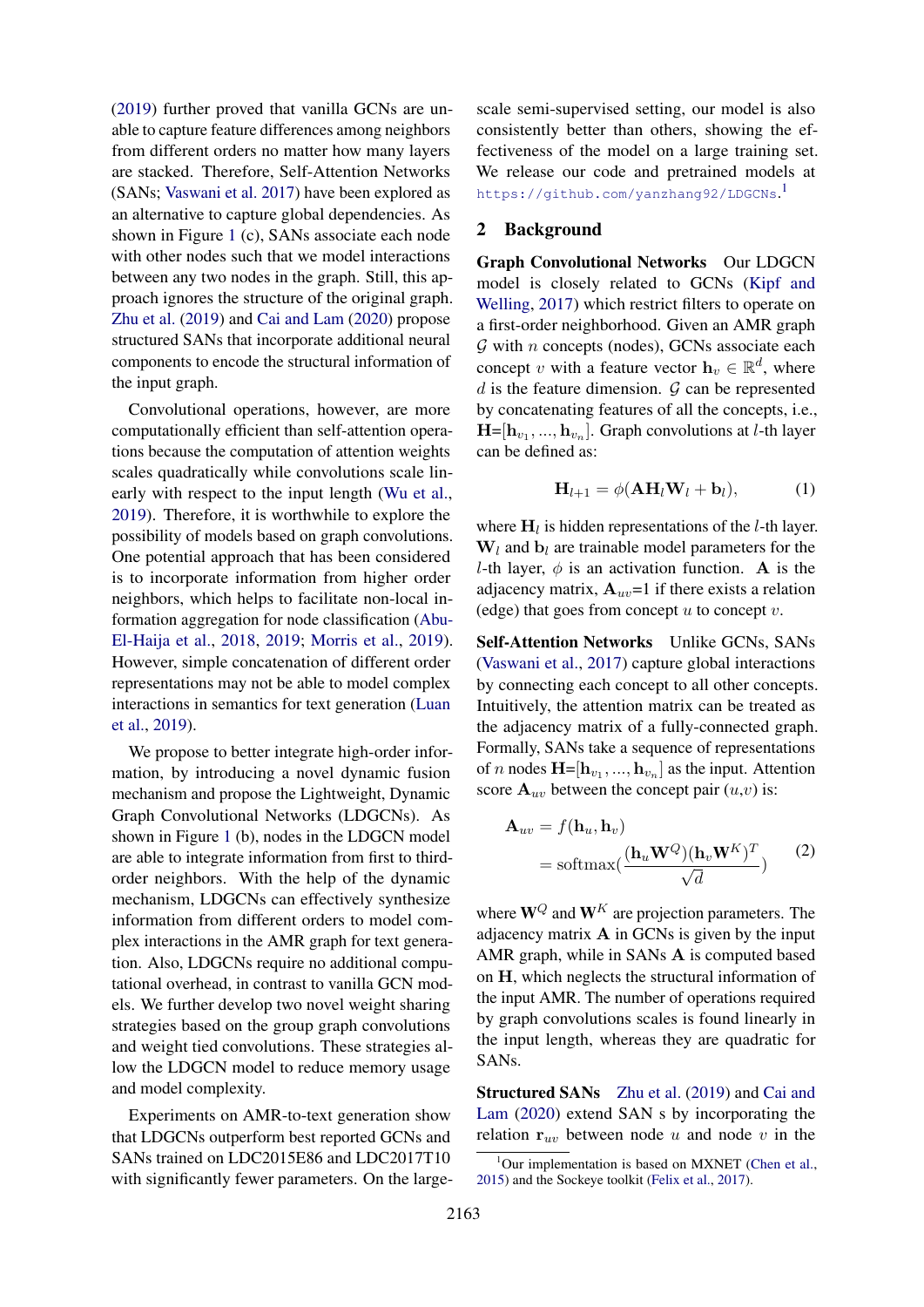(2019) further proved that vanilla GCNs are unable to capture feature differences among neighbors from different orders no matter how many layers are stacked. Therefore, Self-Attention Networks (SANs; Vaswani et al. 2017) have been explored as an alternative to capture global dependencies. As shown in Figure 1 (c), SANs associate each node with other nodes such that we model interactions between any two nodes in the graph. Still, this approach ignores the structure of the original graph. Zhu et al. (2019) and Cai and Lam (2020) propose structured SANs that incorporate additional neural components to encode the structural information of the input graph.

Convolutional operations, however, are more computationally efficient than self-attention operations because the computation of attention weights scales quadratically while convolutions scale linearly with respect to the input length (Wu et al., 2019). Therefore, it is worthwhile to explore the possibility of models based on graph convolutions. One potential approach that has been considered is to incorporate information from higher order neighbors, which helps to facilitate non-local information aggregation for node classification (Abu-El-Haija et al., 2018, 2019; Morris et al., 2019). However, simple concatenation of different order representations may not be able to model complex interactions in semantics for text generation (Luan et al., 2019).

We propose to better integrate high-order information, by introducing a novel dynamic fusion mechanism and propose the Lightweight, Dynamic Graph Convolutional Networks (LDGCNs). As shown in Figure 1 (b), nodes in the LDGCN model are able to integrate information from first to third-order neighbors. With the help of the dynamic mechanism, LDGCNs can effectively synthesize information from different orders to model complex interactions in the AMR graph for text generation. Also, LDGCNs require no additional computational overhead, in contrast to vanilla GCN models. We further develop two novel weight sharing strategies based on the group graph convolutions and weight tied convolutions. These strategies allow the LDGCN model to reduce memory usage and model complexity.

Experiments on AMR-to-text generation show that LDGCNs outperform best reported GCNs and SANs trained on LDC2015E86 and LDC2017T10 with significantly fewer parameters. On the large-scale semi-supervised setting, our model is also consistently better than others, showing the effectiveness of the model on a large training set. We release our code and pretrained models at https://github.com/yanzhang92/LDGCNs.[1]

## 2 Background

**Graph Convolutional Networks** Our LDGCN model is closely related to GCNs (Kipf and Welling, 2017) which restrict filters to operate on a first-order neighborhood. Given an AMR graph $\mathcal{G}$ with $n$ concepts (nodes), GCNs associate each concept $v$ with a feature vector $\mathbf{h}_v \in \mathbb{R}^d$, where $d$ is the feature dimension. $\mathcal{G}$ can be represented by concatenating features of all the concepts, i.e., $\mathbf{H}$=$[\mathbf{h}_{v_1}, ..., \mathbf{h}_{v_n}]$. Graph convolutions at $l$-th layer can be defined as:

$$\mathbf{H}_{l+1} = \phi(\mathbf{A}\mathbf{H}_l\mathbf{W}_l + \mathbf{b}_l), \tag{1}$$

where $\mathbf{H}_l$ is hidden representations of the $l$-th layer. $\mathbf{W}_l$ and $\mathbf{b}_l$ are trainable model parameters for the $l$-th layer, $\phi$ is an activation function. $\mathbf{A}$ is the adjacency matrix, $\mathbf{A}_{uv}$=1 if there exists a relation (edge) that goes from concept $u$ to concept $v$.

**Self-Attention Networks** Unlike GCNs, SANs (Vaswani et al., 2017) capture global interactions by connecting each concept to all other concepts. Intuitively, the attention matrix can be treated as the adjacency matrix of a fully-connected graph. Formally, SANs take a sequence of representations of $n$ nodes $\mathbf{H}$=$[\mathbf{h}_{v_1}, ..., \mathbf{h}_{v_n}]$ as the input. Attention score $\mathbf{A}_{uv}$ between the concept pair $(u,v)$ is:

$$\begin{aligned} \mathbf{A}_{uv} &= f(\mathbf{h}_u, \mathbf{h}_v) \\ &= \text{softmax}(\frac{(\mathbf{h}_u\mathbf{W}^Q)(\mathbf{h}_v\mathbf{W}^K)^T}{\sqrt{d}}) \end{aligned} \tag{2}$$

where $\mathbf{W}^Q$ and $\mathbf{W}^K$ are projection parameters. The adjacency matrix $\mathbf{A}$ in GCNs is given by the input AMR graph, while in SANs $\mathbf{A}$ is computed based on $\mathbf{H}$, which neglects the structural information of the input AMR. The number of operations required by graph convolutions scales is found linearly in the input length, whereas they are quadratic for SANs.

**Structured SANs** Zhu et al. (2019) and Cai and Lam (2020) extend SAN s by incorporating the relation $\mathbf{r}_{uv}$ between node $u$ and node $v$ in the

[1] Our implementation is based on MXNET (Chen et al., 2015) and the Sockeye toolkit (Felix et al., 2017).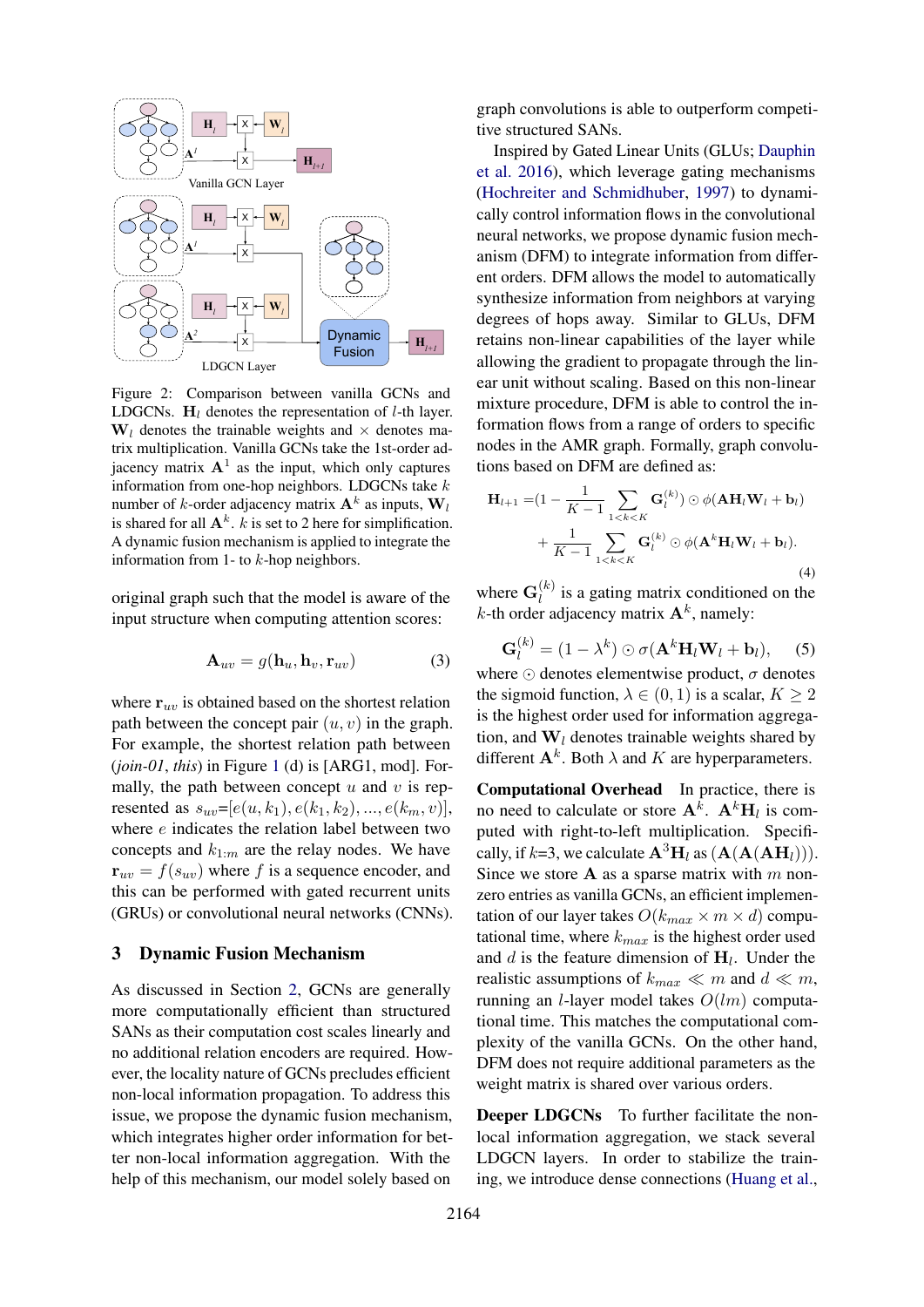Figure 2: Comparison between vanilla GCNs and LDGCNs. $\mathbf{H}_l$ denotes the representation of $l$-th layer. $\mathbf{W}_l$ denotes the trainable weights and $\times$ denotes matrix multiplication. Vanilla GCNs take the 1st-order adjacency matrix $\mathbf{A}^1$ as the input, which only captures information from one-hop neighbors. LDGCNs take $k$ number of $k$-order adjacency matrix $\mathbf{A}^k$ as inputs, $\mathbf{W}_l$ is shared for all $\mathbf{A}^k$. $k$ is set to 2 here for simplification. A dynamic fusion mechanism is applied to integrate the information from 1- to $k$-hop neighbors.

original graph such that the model is aware of the input structure when computing attention scores:

$$\mathbf{A}_{uv} = g(\mathbf{h}_u, \mathbf{h}_v, \mathbf{r}_{uv}) \tag{3}$$

where $\mathbf{r}_{uv}$ is obtained based on the shortest relation path between the concept pair $(u, v)$ in the graph. For example, the shortest relation path between (*join-01*, *this*) in Figure 1 (d) is [ARG1, mod]. Formally, the path between concept $u$ and $v$ is represented as $s_{uv}$=$[e(u, k_1), e(k_1, k_2), ..., e(k_m, v)]$, where $e$ indicates the relation label between two concepts and $k_{1:m}$ are the relay nodes. We have $\mathbf{r}_{uv} = f(s_{uv})$ where $f$ is a sequence encoder, and this can be performed with gated recurrent units (GRUs) or convolutional neural networks (CNNs).

## 3 Dynamic Fusion Mechanism

As discussed in Section 2, GCNs are generally more computationally efficient than structured SANs as their computation cost scales linearly and no additional relation encoders are required. However, the locality nature of GCNs precludes efficient non-local information propagation. To address this issue, we propose the dynamic fusion mechanism, which integrates higher order information for better non-local information aggregation. With the help of this mechanism, our model solely based on graph convolutions is able to outperform competitive structured SANs.

Inspired by Gated Linear Units (GLUs; Dauphin et al. 2016), which leverage gating mechanisms (Hochreiter and Schmidhuber, 1997) to dynamically control information flows in the convolutional neural networks, we propose dynamic fusion mechanism (DFM) to integrate information from different orders. DFM allows the model to automatically synthesize information from neighbors at varying degrees of hops away. Similar to GLUs, DFM retains non-linear capabilities of the layer while allowing the gradient to propagate through the linear unit without scaling. Based on this non-linear mixture procedure, DFM is able to control the information flows from a range of orders to specific nodes in the AMR graph. Formally, graph convolutions based on DFM are defined as:

$$\begin{aligned}\mathbf{H}_{l+1} =& (1 - \frac{1}{K-1}\sum_{1<k<K}\mathbf{G}_l^{(k)}) \odot \phi(\mathbf{A}\mathbf{H}_l\mathbf{W}_l + \mathbf{b}_l) \\ &+ \frac{1}{K-1}\sum_{1<k<K}\mathbf{G}_l^{(k)} \odot \phi(\mathbf{A}^k\mathbf{H}_l\mathbf{W}_l + \mathbf{b}_l).\end{aligned} \tag{4}$$

where $\mathbf{G}_l^{(k)}$ is a gating matrix conditioned on the $k$-th order adjacency matrix $\mathbf{A}^k$, namely:

$$\mathbf{G}_l^{(k)} = (1 - \lambda^k) \odot \sigma(\mathbf{A}^k\mathbf{H}_l\mathbf{W}_l + \mathbf{b}_l), \tag{5}$$

where $\odot$ denotes elementwise product, $\sigma$ denotes the sigmoid function, $\lambda \in (0, 1)$ is a scalar, $K \geq 2$ is the highest order used for information aggregation, and $\mathbf{W}_l$ denotes trainable weights shared by different $\mathbf{A}^k$. Both $\lambda$ and $K$ are hyperparameters.

**Computational Overhead** In practice, there is no need to calculate or store $\mathbf{A}^k$. $\mathbf{A}^k\mathbf{H}_l$ is computed with right-to-left multiplication. Specifically, if $k$=3, we calculate $\mathbf{A}^3\mathbf{H}_l$ as $(\mathbf{A}(\mathbf{A}(\mathbf{A}\mathbf{H}_l)))$. Since we store $\mathbf{A}$ as a sparse matrix with $m$ non-zero entries as vanilla GCNs, an efficient implementation of our layer takes $O(k_{max} \times m \times d)$ computational time, where $k_{max}$ is the highest order used and $d$ is the feature dimension of $\mathbf{H}_l$. Under the realistic assumptions of $k_{max} \ll m$ and $d \ll m$, running an $l$-layer model takes $O(lm)$ computational time. This matches the computational complexity of the vanilla GCNs. On the other hand, DFM does not require additional parameters as the weight matrix is shared over various orders.

**Deeper LDGCNs** To further facilitate the non-local information aggregation, we stack several LDGCN layers. In order to stabilize the training, we introduce dense connections (Huang et al.,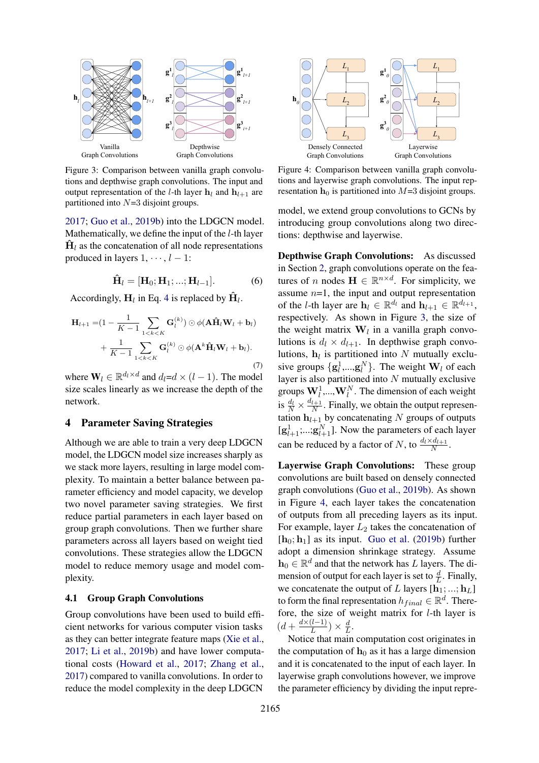Figure 3: Comparison between vanilla graph convolutions and depthwise graph convolutions. The input and output representation of the $l$-th layer $\mathbf{h}_l$ and $\mathbf{h}_{l+1}$ are partitioned into $N$=3 disjoint groups.

Figure 4: Comparison between vanilla graph convolutions and layerwise graph convolutions. The input representation $\mathbf{h}_0$ is partitioned into $M$=3 disjoint groups.

2017; Guo et al., 2019b) into the LDGCN model. Mathematically, we define the input of the $l$-th layer $\hat{\mathbf{H}}_l$ as the concatenation of all node representations produced in layers $1, \cdots, l-1$:

$$\hat{\mathbf{H}}_l = [\mathbf{H}_0; \mathbf{H}_1; ...; \mathbf{H}_{l-1}]. \tag{6}$$

Accordingly, $\mathbf{H}_l$ in Eq. 4 is replaced by $\hat{\mathbf{H}}_l$.

$$\begin{aligned}\mathbf{H}_{l+1} =& (1 - \frac{1}{K-1}\sum_{1<k<K} \mathbf{G}_l^{(k)}) \odot \phi(\mathbf{A}\hat{\mathbf{H}}_l\mathbf{W}_l + \mathbf{b}_l) \\ &+ \frac{1}{K-1}\sum_{1<k<K} \mathbf{G}_l^{(k)} \odot \phi(\mathbf{A}^k\hat{\mathbf{H}}_l\mathbf{W}_l + \mathbf{b}_l).\end{aligned} \tag{7}$$

where $\mathbf{W}_l \in \mathbb{R}^{d_l \times d}$ and $d_l$=$d \times (l-1)$. The model size scales linearly as we increase the depth of the network.

## 4 Parameter Saving Strategies

Although we are able to train a very deep LDGCN model, the LDGCN model size increases sharply as we stack more layers, resulting in large model complexity. To maintain a better balance between parameter efficiency and model capacity, we develop two novel parameter saving strategies. We first reduce partial parameters in each layer based on group graph convolutions. Then we further share parameters across all layers based on weight tied convolutions. These strategies allow the LDGCN model to reduce memory usage and model complexity.

### 4.1 Group Graph Convolutions

Group convolutions have been used to build efficient networks for various computer vision tasks as they can better integrate feature maps (Xie et al., 2017; Li et al., 2019b) and have lower computational costs (Howard et al., 2017; Zhang et al., 2017) compared to vanilla convolutions. In order to reduce the model complexity in the deep LDGCN model, we extend group convolutions to GCNs by introducing group convolutions along two directions: depthwise and layerwise.

**Depthwise Graph Convolutions:** As discussed in Section 2, graph convolutions operate on the features of $n$ nodes $\mathbf{H} \in \mathbb{R}^{n \times d}$. For simplicity, we assume $n$=1, the input and output representation of the $l$-th layer are $\mathbf{h}_l \in \mathbb{R}^{d_l}$ and $\mathbf{h}_{l+1} \in \mathbb{R}^{d_{l+1}}$, respectively. As shown in Figure 3, the size of the weight matrix $\mathbf{W}_l$ in a vanilla graph convolutions is $d_l \times d_{l+1}$. In depthwise graph convolutions, $\mathbf{h}_l$ is partitioned into $N$ mutually exclusive groups $\{\mathbf{g}_l^1,...,\mathbf{g}_l^N\}$. The weight $\mathbf{W}_l$ of each layer is also partitioned into $N$ mutually exclusive groups $\mathbf{W}_l^1$,...,$\mathbf{W}_l^N$. The dimension of each weight is $\frac{d_l}{N} \times \frac{d_{l+1}}{N}$. Finally, we obtain the output representation $\mathbf{h}_{l+1}$ by concatenating $N$ groups of outputs $[\mathbf{g}_{l+1}^1;...;\mathbf{g}_{l+1}^N]$. Now the parameters of each layer can be reduced by a factor of $N$, to $\frac{d_l \times d_{l+1}}{N}$.

**Layerwise Graph Convolutions:** These group convolutions are built based on densely connected graph convolutions (Guo et al., 2019b). As shown in Figure 4, each layer takes the concatenation of outputs from all preceding layers as its input. For example, layer $L_2$ takes the concatenation of $[\mathbf{h}_0; \mathbf{h}_1]$ as its input. Guo et al. (2019b) further adopt a dimension shrinkage strategy. Assume $\mathbf{h}_0 \in \mathbb{R}^d$ and that the network has $L$ layers. The dimension of output for each layer is set to $\frac{d}{L}$. Finally, we concatenate the output of $L$ layers $[\mathbf{h}_1; ...; \mathbf{h}_L]$ to form the final representation $h_{final} \in \mathbb{R}^d$. Therefore, the size of weight matrix for $l$-th layer is $(d + \frac{d \times (l-1)}{L}) \times \frac{d}{L}$.

Notice that main computation cost originates in the computation of $\mathbf{h}_0$ as it has a large dimension and it is concatenated to the input of each layer. In layerwise graph convolutions however, we improve the parameter efficiency by dividing the input repre-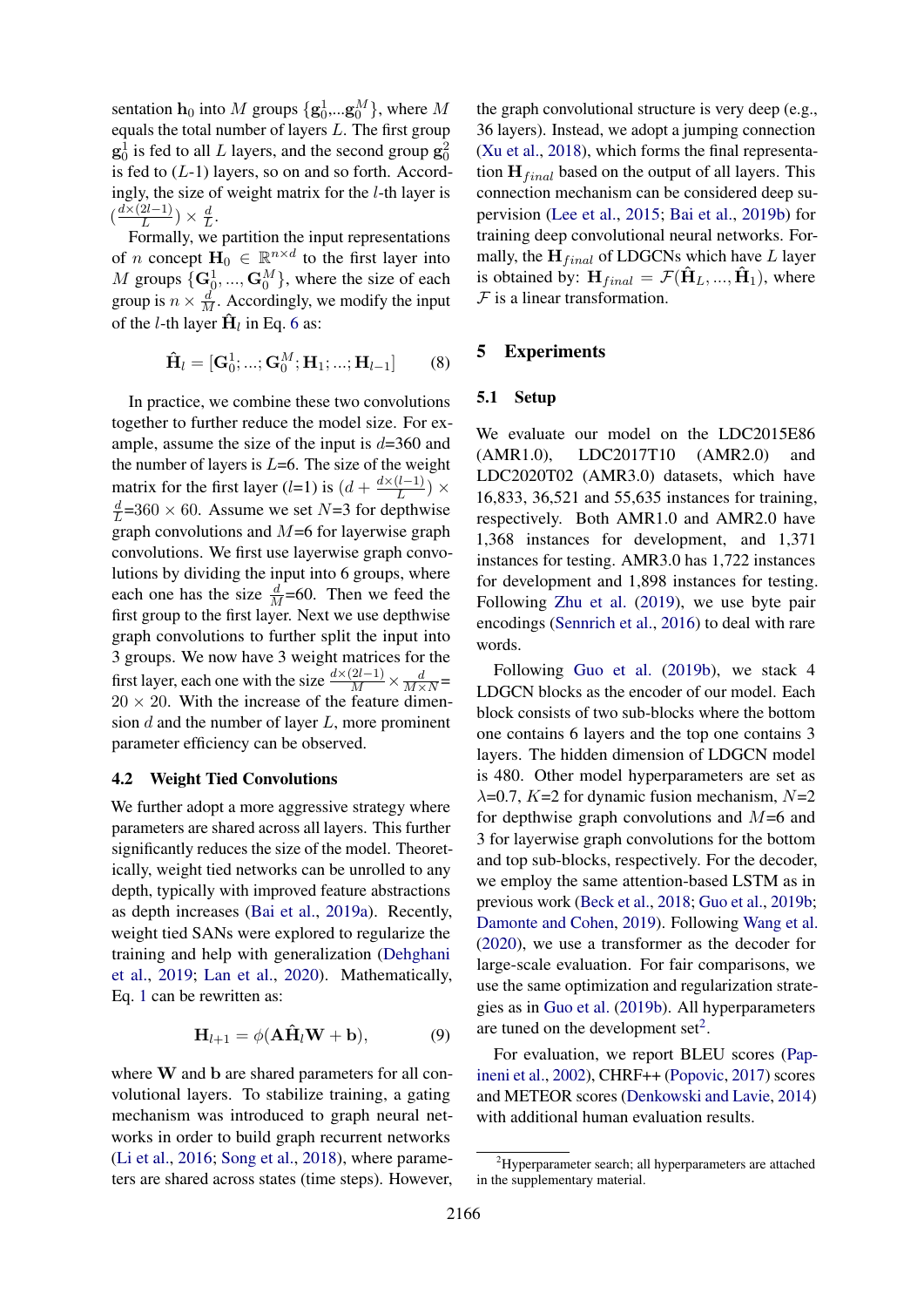sentation $\mathbf{h}_0$ into $M$ groups $\{\mathbf{g}_0^1,...\mathbf{g}_0^M\}$, where $M$ equals the total number of layers $L$. The first group $\mathbf{g}_0^1$ is fed to all $L$ layers, and the second group $\mathbf{g}_0^2$ is fed to ($L$-1) layers, so on and so forth. Accordingly, the size of weight matrix for the $l$-th layer is $(\frac{d\times(2l-1)}{L}) \times \frac{d}{L}$.

Formally, we partition the input representations of $n$ concept $\mathbf{H}_0 \in \mathbb{R}^{n\times d}$ to the first layer into $M$ groups $\{\mathbf{G}_0^1, ..., \mathbf{G}_0^M\}$, where the size of each group is $n \times \frac{d}{M}$. Accordingly, we modify the input of the $l$-th layer $\hat{\mathbf{H}}_l$ in Eq. 6 as:

$$\hat{\mathbf{H}}_l = [\mathbf{G}_0^1; ...; \mathbf{G}_0^M; \mathbf{H}_1; ...; \mathbf{H}_{l-1}] \tag{8}$$

In practice, we combine these two convolutions together to further reduce the model size. For example, assume the size of the input is $d$=360 and the number of layers is $L$=6. The size of the weight matrix for the first layer ($l$=1) is $(d + \frac{d\times(l-1)}{L}) \times \frac{d}{L}$=360 $\times$ 60. Assume we set $N$=3 for depthwise graph convolutions and $M$=6 for layerwise graph convolutions. We first use layerwise graph convolutions by dividing the input into 6 groups, where each one has the size $\frac{d}{M}$=60. Then we feed the first group to the first layer. Next we use depthwise graph convolutions to further split the input into 3 groups. We now have 3 weight matrices for the first layer, each one with the size $\frac{d\times(2l-1)}{M} \times \frac{d}{M\times N}$= 20 $\times$ 20. With the increase of the feature dimension $d$ and the number of layer $L$, more prominent parameter efficiency can be observed.

### 4.2 Weight Tied Convolutions

We further adopt a more aggressive strategy where parameters are shared across all layers. This further significantly reduces the size of the model. Theoretically, weight tied networks can be unrolled to any depth, typically with improved feature abstractions as depth increases (Bai et al., 2019a). Recently, weight tied SANs were explored to regularize the training and help with generalization (Dehghani et al., 2019; Lan et al., 2020). Mathematically, Eq. 1 can be rewritten as:

$$\mathbf{H}_{l+1} = \phi(\mathbf{A}\hat{\mathbf{H}}_l\mathbf{W} + \mathbf{b}), \tag{9}$$

where $\mathbf{W}$ and $\mathbf{b}$ are shared parameters for all convolutional layers. To stabilize training, a gating mechanism was introduced to graph neural networks in order to build graph recurrent networks (Li et al., 2016; Song et al., 2018), where parameters are shared across states (time steps). However, the graph convolutional structure is very deep (e.g., 36 layers). Instead, we adopt a jumping connection (Xu et al., 2018), which forms the final representation $\mathbf{H}_{final}$ based on the output of all layers. This connection mechanism can be considered deep supervision (Lee et al., 2015; Bai et al., 2019b) for training deep convolutional neural networks. Formally, the $\mathbf{H}_{final}$ of LDGCNs which have $L$ layer is obtained by: $\mathbf{H}_{final} = \mathcal{F}(\hat{\mathbf{H}}_L, ..., \hat{\mathbf{H}}_1)$, where $\mathcal{F}$ is a linear transformation.

## 5 Experiments

### 5.1 Setup

We evaluate our model on the LDC2015E86 (AMR1.0), LDC2017T10 (AMR2.0) and LDC2020T02 (AMR3.0) datasets, which have 16,833, 36,521 and 55,635 instances for training, respectively. Both AMR1.0 and AMR2.0 have 1,368 instances for development, and 1,371 instances for testing. AMR3.0 has 1,722 instances for development and 1,898 instances for testing. Following Zhu et al. (2019), we use byte pair encodings (Sennrich et al., 2016) to deal with rare words.

Following Guo et al. (2019b), we stack 4 LDGCN blocks as the encoder of our model. Each block consists of two sub-blocks where the bottom one contains 6 layers and the top one contains 3 layers. The hidden dimension of LDGCN model is 480. Other model hyperparameters are set as $\lambda$=0.7, $K$=2 for dynamic fusion mechanism, $N$=2 for depthwise graph convolutions and $M$=6 and 3 for layerwise graph convolutions for the bottom and top sub-blocks, respectively. For the decoder, we employ the same attention-based LSTM as in previous work (Beck et al., 2018; Guo et al., 2019b; Damonte and Cohen, 2019). Following Wang et al. (2020), we use a transformer as the decoder for large-scale evaluation. For fair comparisons, we use the same optimization and regularization strategies as in Guo et al. (2019b). All hyperparameters are tuned on the development set[2].

For evaluation, we report BLEU scores (Papineni et al., 2002), CHRF++ (Popovic, 2017) scores and METEOR scores (Denkowski and Lavie, 2014) with additional human evaluation results.

[2]Hyperparameter search; all hyperparameters are attached in the supplementary material.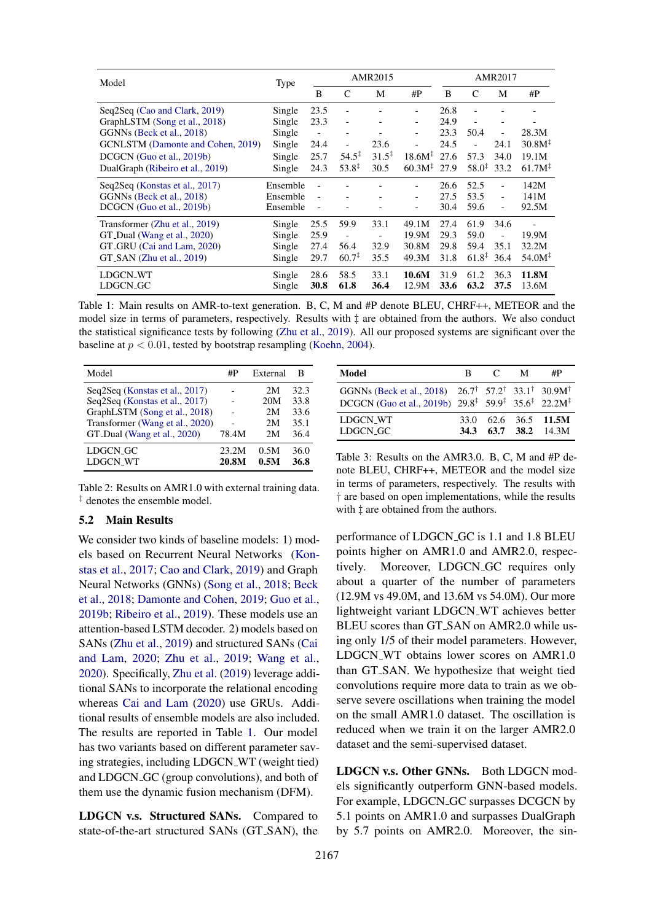| Model | Type | AMR2015 | | | | AMR2017 | | | |
|---|---|---|---|---|---|---|---|---|---|
| | | B | C | M | #P | B | C | M | #P |
| Seq2Seq (Cao and Clark, 2019) | Single | 23.5 | - | - | - | 26.8 | - | - | - |
| GraphLSTM (Song et al., 2018) | Single | 23.3 | - | - | - | 24.9 | - | - | - |
| GGNNs (Beck et al., 2018) | Single | - | - | - | - | 23.3 | 50.4 | - | 28.3M |
| GCNLSTM (Damonte and Cohen, 2019) | Single | 24.4 | - | 23.6 | - | 24.5 | - | 24.1 | 30.8M‡ |
| DCGCN (Guo et al., 2019b) | Single | 25.7 | 54.5‡ | 31.5‡ | 18.6M‡ | 27.6 | 57.3 | 34.0 | 19.1M |
| DualGraph (Ribeiro et al., 2019) | Single | 24.3 | 53.8‡ | 30.5 | 60.3M‡ | 27.9 | 58.0‡ | 33.2 | 61.7M‡ |
| Seq2Seq (Konstas et al., 2017) | Ensemble | - | - | - | - | 26.6 | 52.5 | - | 142M |
| GGNNs (Beck et al., 2018) | Ensemble | - | - | - | - | 27.5 | 53.5 | - | 141M |
| DCGCN (Guo et al., 2019b) | Ensemble | - | - | - | - | 30.4 | 59.6 | - | 92.5M |
| Transformer (Zhu et al., 2019) | Single | 25.5 | 59.9 | 33.1 | 49.1M | 27.4 | 61.9 | 34.6 | - |
| GT_Dual (Wang et al., 2020) | Single | 25.9 | - | - | 19.9M | 29.3 | 59.0 | - | 19.9M |
| GT_GRU (Cai and Lam, 2020) | Single | 27.4 | 56.4 | 32.9 | 30.8M | 29.8 | 59.4 | 35.1 | 32.2M |
| GT_SAN (Zhu et al., 2019) | Single | 29.7 | 60.7‡ | 35.5 | 49.3M | 31.8 | 61.8‡ | 36.4 | 54.0M‡ |
| LDGCN_WT | Single | 28.6 | 58.5 | 33.1 | **10.6M** | 31.9 | 61.2 | 36.3 | **11.8M** |
| LDGCN_GC | Single | **30.8** | **61.8** | **36.4** | 12.9M | **33.6** | **63.2** | **37.5** | 13.6M |

Table 1: Main results on AMR-to-text generation. B, C, M and #P denote BLEU, CHRF++, METEOR and the model size in terms of parameters, respectively. Results with ‡ are obtained from the authors. We also conduct the statistical significance tests by following (Zhu et al., 2019). All our proposed systems are significant over the baseline at $p < 0.01$, tested by bootstrap resampling (Koehn, 2004).

| Model | #P | External | B |
|---|---|---|---|
| Seq2Seq (Konstas et al., 2017) | - | 2M | 32.3 |
| Seq2Seq (Konstas et al., 2017) | - | 20M | 33.8 |
| GraphLSTM (Song et al., 2018) | - | 2M | 33.6 |
| Transformer (Wang et al., 2020) | - | 2M | 35.1 |
| GT_Dual (Wang et al., 2020) | 78.4M | 2M | 36.4 |
| LDGCN_GC | 23.2M | 0.5M | 36.0 |
| LDGCN_WT | **20.8M** | **0.5M** | **36.8** |

Table 2: Results on AMR1.0 with external training data. ‡ denotes the ensemble model.

| Model | B | C | M | #P |
|---|---|---|---|---|
| GGNNs (Beck et al., 2018) | 26.7† | 57.2† | 33.1† | 30.9M† |
| DCGCN (Guo et al., 2019b) | 29.8‡ | 59.9‡ | 35.6‡ | 22.2M‡ |
| LDGCN_WT | 33.0 | 62.6 | 36.5 | **11.5M** |
| LDGCN_GC | **34.3** | **63.7** | **38.2** | 14.3M |

Table 3: Results on the AMR3.0. B, C, M and #P denote BLEU, CHRF++, METEOR and the model size in terms of parameters, respectively. The results with † are based on open implementations, while the results with ‡ are obtained from the authors.

## 5.2 Main Results

We consider two kinds of baseline models: 1) models based on Recurrent Neural Networks (Konstas et al., 2017; Cao and Clark, 2019) and Graph Neural Networks (GNNs) (Song et al., 2018; Beck et al., 2018; Damonte and Cohen, 2019; Guo et al., 2019b; Ribeiro et al., 2019). These models use an attention-based LSTM decoder. 2) models based on SANs (Zhu et al., 2019) and structured SANs (Cai and Lam, 2020; Zhu et al., 2019; Wang et al., 2020). Specifically, Zhu et al. (2019) leverage additional SANs to incorporate the relational encoding whereas Cai and Lam (2020) use GRUs. Additional results of ensemble models are also included. The results are reported in Table 1. Our model has two variants based on different parameter saving strategies, including LDGCN_WT (weight tied) and LDGCN_GC (group convolutions), and both of them use the dynamic fusion mechanism (DFM).

**LDGCN v.s. Structured SANs.** Compared to state-of-the-art structured SANs (GT_SAN), the performance of LDGCN_GC is 1.1 and 1.8 BLEU points higher on AMR1.0 and AMR2.0, respectively. Moreover, LDGCN_GC requires only about a quarter of the number of parameters (12.9M vs 49.0M, and 13.6M vs 54.0M). Our more lightweight variant LDGCN_WT achieves better BLEU scores than GT_SAN on AMR2.0 while using only 1/5 of their model parameters. However, LDGCN_WT obtains lower scores on AMR1.0 than GT_SAN. We hypothesize that weight tied convolutions require more data to train as we observe severe oscillations when training the model on the small AMR1.0 dataset. The oscillation is reduced when we train it on the larger AMR2.0 dataset and the semi-supervised dataset.

**LDGCN v.s. Other GNNs.** Both LDGCN models significantly outperform GNN-based models. For example, LDGCN_GC surpasses DCGCN by 5.1 points on AMR1.0 and surpasses DualGraph by 5.7 points on AMR2.0. Moreover, the sin-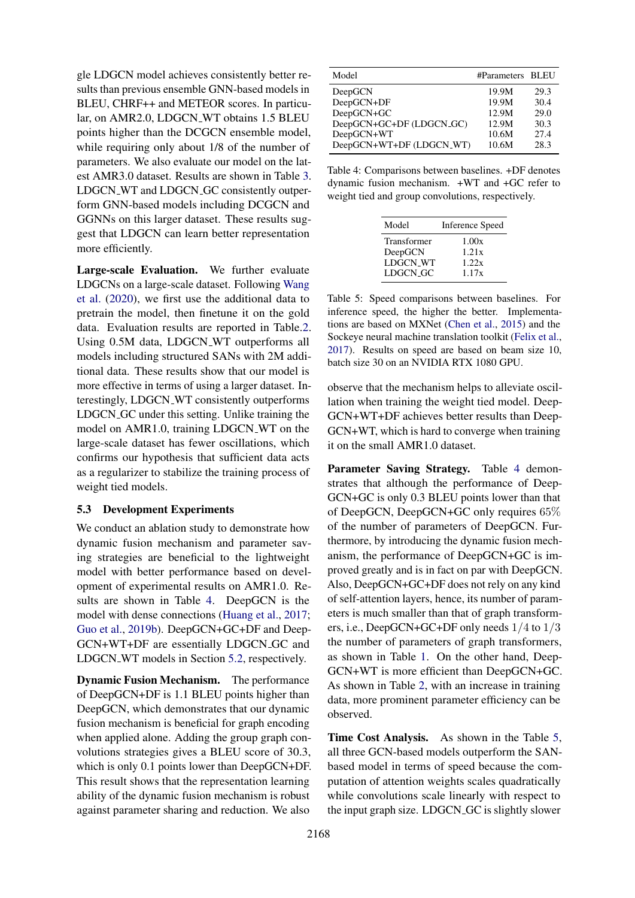gle LDGCN model achieves consistently better results than previous ensemble GNN-based models in BLEU, CHRF++ and METEOR scores. In particular, on AMR2.0, LDGCN_WT obtains 1.5 BLEU points higher than the DCGCN ensemble model, while requiring only about 1/8 of the number of parameters. We also evaluate our model on the latest AMR3.0 dataset. Results are shown in Table 3. LDGCN_WT and LDGCN_GC consistently outperform GNN-based models including DCGCN and GGNNs on this larger dataset. These results suggest that LDGCN can learn better representation more efficiently.

**Large-scale Evaluation.** We further evaluate LDGCNs on a large-scale dataset. Following Wang et al. (2020), we first use the additional data to pretrain the model, then finetune it on the gold data. Evaluation results are reported in Table.2. Using 0.5M data, LDGCN_WT outperforms all models including structured SANs with 2M additional data. These results show that our model is more effective in terms of using a larger dataset. Interestingly, LDGCN_WT consistently outperforms LDGCN_GC under this setting. Unlike training the model on AMR1.0, training LDGCN_WT on the large-scale dataset has fewer oscillations, which confirms our hypothesis that sufficient data acts as a regularizer to stabilize the training process of weight tied models.

### 5.3 Development Experiments

We conduct an ablation study to demonstrate how dynamic fusion mechanism and parameter saving strategies are beneficial to the lightweight model with better performance based on development of experimental results on AMR1.0. Results are shown in Table 4. DeepGCN is the model with dense connections (Huang et al., 2017; Guo et al., 2019b). DeepGCN+GC+DF and DeepGCN+WT+DF are essentially LDGCN_GC and LDGCN_WT models in Section 5.2, respectively.

**Dynamic Fusion Mechanism.** The performance of DeepGCN+DF is 1.1 BLEU points higher than DeepGCN, which demonstrates that our dynamic fusion mechanism is beneficial for graph encoding when applied alone. Adding the group graph convolutions strategies gives a BLEU score of 30.3, which is only 0.1 points lower than DeepGCN+DF. This result shows that the representation learning ability of the dynamic fusion mechanism is robust against parameter sharing and reduction. We also observe that the mechanism helps to alleviate oscillation when training the weight tied model. DeepGCN+WT+DF achieves better results than DeepGCN+WT, which is hard to converge when training it on the small AMR1.0 dataset.

| Model | #Parameters | BLEU |
|---|---|---|
| DeepGCN | 19.9M | 29.3 |
| DeepGCN+DF | 19.9M | 30.4 |
| DeepGCN+GC | 12.9M | 29.0 |
| DeepGCN+GC+DF (LDGCN_GC) | 12.9M | 30.3 |
| DeepGCN+WT | 10.6M | 27.4 |
| DeepGCN+WT+DF (LDGCN_WT) | 10.6M | 28.3 |

Table 4: Comparisons between baselines. +DF denotes dynamic fusion mechanism. +WT and +GC refer to weight tied and group convolutions, respectively.

| Model | Inference Speed |
|---|---|
| Transformer | 1.00x |
| DeepGCN | 1.21x |
| LDGCN_WT | 1.22x |
| LDGCN_GC | 1.17x |

Table 5: Speed comparisons between baselines. For inference speed, the higher the better. Implementations are based on MXNet (Chen et al., 2015) and the Sockeye neural machine translation toolkit (Felix et al., 2017). Results on speed are based on beam size 10, batch size 30 on an NVIDIA RTX 1080 GPU.

**Parameter Saving Strategy.** Table 4 demonstrates that although the performance of DeepGCN+GC is only 0.3 BLEU points lower than that of DeepGCN, DeepGCN+GC only requires 65% of the number of parameters of DeepGCN. Furthermore, by introducing the dynamic fusion mechanism, the performance of DeepGCN+GC is improved greatly and is in fact on par with DeepGCN. Also, DeepGCN+GC+DF does not rely on any kind of self-attention layers, hence, its number of parameters is much smaller than that of graph transformers, i.e., DeepGCN+GC+DF only needs $1/4$ to $1/3$ the number of parameters of graph transformers, as shown in Table 1. On the other hand, DeepGCN+WT is more efficient than DeepGCN+GC. As shown in Table 2, with an increase in training data, more prominent parameter efficiency can be observed.

**Time Cost Analysis.** As shown in the Table 5, all three GCN-based models outperform the SAN-based model in terms of speed because the computation of attention weights scales quadratically while convolutions scale linearly with respect to the input graph size. LDGCN_GC is slightly slower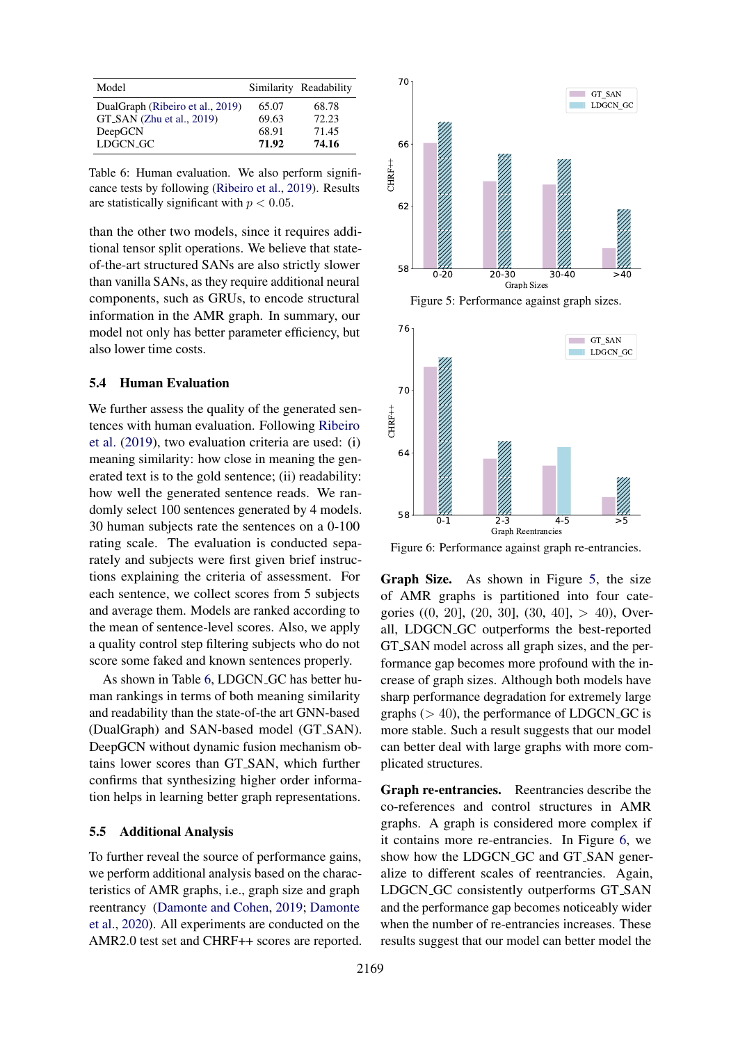| Model | Similarity | Readability |
|---|---|---|
| DualGraph (Ribeiro et al., 2019) | 65.07 | 68.78 |
| GT_SAN (Zhu et al., 2019) | 69.63 | 72.23 |
| DeepGCN | 68.91 | 71.45 |
| LDGCN_GC | **71.92** | **74.16** |

Table 6: Human evaluation. We also perform significance tests by following (Ribeiro et al., 2019). Results are statistically significant with $p < 0.05$.

than the other two models, since it requires additional tensor split operations. We believe that state-of-the-art structured SANs are also strictly slower than vanilla SANs, as they require additional neural components, such as GRUs, to encode structural information in the AMR graph. In summary, our model not only has better parameter efficiency, but also lower time costs.

## 5.4 Human Evaluation

We further assess the quality of the generated sentences with human evaluation. Following Ribeiro et al. (2019), two evaluation criteria are used: (i) meaning similarity: how close in meaning the generated text is to the gold sentence; (ii) readability: how well the generated sentence reads. We randomly select 100 sentences generated by 4 models. 30 human subjects rate the sentences on a 0-100 rating scale. The evaluation is conducted separately and subjects were first given brief instructions explaining the criteria of assessment. For each sentence, we collect scores from 5 subjects and average them. Models are ranked according to the mean of sentence-level scores. Also, we apply a quality control step filtering subjects who do not score some faked and known sentences properly.

As shown in Table 6, LDGCN_GC has better human rankings in terms of both meaning similarity and readability than the state-of-the art GNN-based (DualGraph) and SAN-based model (GT_SAN). DeepGCN without dynamic fusion mechanism obtains lower scores than GT_SAN, which further confirms that synthesizing higher order information helps in learning better graph representations.

## 5.5 Additional Analysis

To further reveal the source of performance gains, we perform additional analysis based on the characteristics of AMR graphs, i.e., graph size and graph reentrancy (Damonte and Cohen, 2019; Damonte et al., 2020). All experiments are conducted on the AMR2.0 test set and CHRF++ scores are reported.

Figure 5: Performance against graph sizes.

Figure 6: Performance against graph re-entrancies.

**Graph Size.** As shown in Figure 5, the size of AMR graphs is partitioned into four categories ((0, 20], (20, 30], (30, 40], $>$ 40), Overall, LDGCN_GC outperforms the best-reported GT_SAN model across all graph sizes, and the performance gap becomes more profound with the increase of graph sizes. Although both models have sharp performance degradation for extremely large graphs ($>$ 40), the performance of LDGCN_GC is more stable. Such a result suggests that our model can better deal with large graphs with more complicated structures.

**Graph re-entrancies.** Reentrancies describe the co-references and control structures in AMR graphs. A graph is considered more complex if it contains more re-entrancies. In Figure 6, we show how the LDGCN_GC and GT_SAN generalize to different scales of reentrancies. Again, LDGCN_GC consistently outperforms GT_SAN and the performance gap becomes noticeably wider when the number of re-entrancies increases. These results suggest that our model can better model the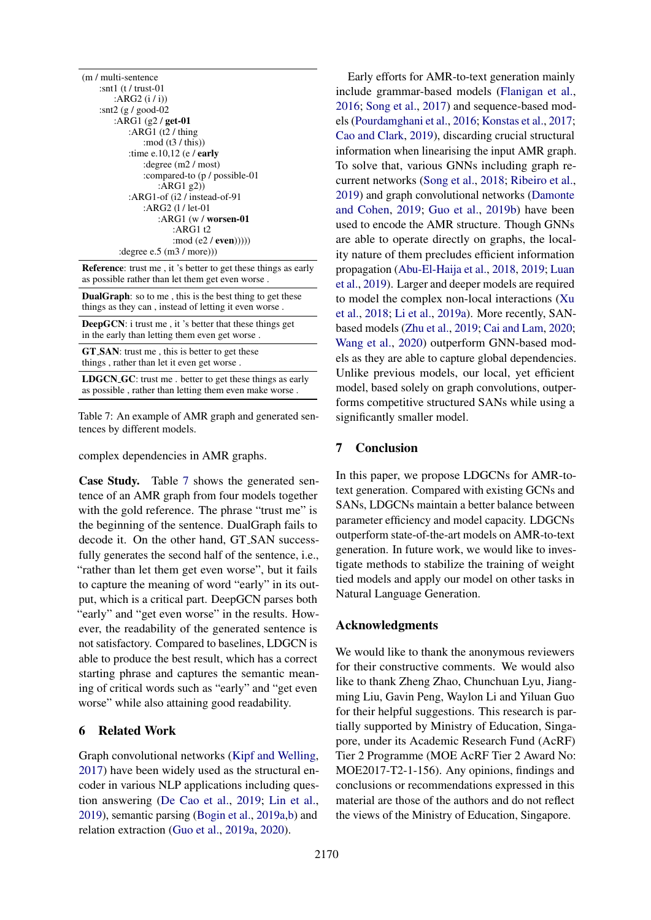```
(m / multi-sentence
      :snt1 (t / trust-01
            :ARG2 (i / i))
      :snt2 (g / good-02
            :ARG1 (g2 / get-01
                  :ARG1 (t2 / thing
                        :mod (t3 / this))
                  :time e.10,12 (e / early
                        :degree (m2 / most)
                        :compared-to (p / possible-01
                              :ARG1 g2))
                  :ARG1-of (i2 / instead-of-91
                        :ARG2 (l / let-01
                              :ARG1 (w / worsen-01
                                    :ARG1 t2
                                    :mod (e2 / even)))))
            :degree e.5 (m3 / more)))
```

| |
|---|
| **Reference**: trust me , it 's better to get these things as early as possible rather than let them get even worse . |
| **DualGraph**: so to me , this is the best thing to get these things as they can , instead of letting it even worse . |
| **DeepGCN**: i trust me , it 's better that these things get in the early than letting them even get worse . |
| **GT_SAN**: trust me , this is better to get these things , rather than let it even get worse . |
| **LDGCN_GC**: trust me . better to get these things as early as possible , rather than letting them even make worse . |

Table 7: An example of AMR graph and generated sentences by different models.

complex dependencies in AMR graphs.

**Case Study.** Table 7 shows the generated sentence of an AMR graph from four models together with the gold reference. The phrase "trust me" is the beginning of the sentence. DualGraph fails to decode it. On the other hand, GT_SAN successfully generates the second half of the sentence, i.e., "rather than let them get even worse", but it fails to capture the meaning of word "early" in its output, which is a critical part. DeepGCN parses both "early" and "get even worse" in the results. However, the readability of the generated sentence is not satisfactory. Compared to baselines, LDGCN is able to produce the best result, which has a correct starting phrase and captures the semantic meaning of critical words such as "early" and "get even worse" while also attaining good readability.

## 6 Related Work

Graph convolutional networks (Kipf and Welling, 2017) have been widely used as the structural encoder in various NLP applications including question answering (De Cao et al., 2019; Lin et al., 2019), semantic parsing (Bogin et al., 2019a,b) and relation extraction (Guo et al., 2019a, 2020).

Early efforts for AMR-to-text generation mainly include grammar-based models (Flanigan et al., 2016; Song et al., 2017) and sequence-based models (Pourdamghani et al., 2016; Konstas et al., 2017; Cao and Clark, 2019), discarding crucial structural information when linearising the input AMR graph. To solve that, various GNNs including graph recurrent networks (Song et al., 2018; Ribeiro et al., 2019) and graph convolutional networks (Damonte and Cohen, 2019; Guo et al., 2019b) have been used to encode the AMR structure. Though GNNs are able to operate directly on graphs, the locality nature of them precludes efficient information propagation (Abu-El-Haija et al., 2018, 2019; Luan et al., 2019). Larger and deeper models are required to model the complex non-local interactions (Xu et al., 2018; Li et al., 2019a). More recently, SAN-based models (Zhu et al., 2019; Cai and Lam, 2020; Wang et al., 2020) outperform GNN-based models as they are able to capture global dependencies. Unlike previous models, our local, yet efficient model, based solely on graph convolutions, outperforms competitive structured SANs while using a significantly smaller model.

## 7 Conclusion

In this paper, we propose LDGCNs for AMR-to-text generation. Compared with existing GCNs and SANs, LDGCNs maintain a better balance between parameter efficiency and model capacity. LDGCNs outperform state-of-the-art models on AMR-to-text generation. In future work, we would like to investigate methods to stabilize the training of weight tied models and apply our model on other tasks in Natural Language Generation.

## Acknowledgments

We would like to thank the anonymous reviewers for their constructive comments. We would also like to thank Zheng Zhao, Chunchuan Lyu, Jiangming Liu, Gavin Peng, Waylon Li and Yiluan Guo for their helpful suggestions. This research is partially supported by Ministry of Education, Singapore, under its Academic Research Fund (AcRF) Tier 2 Programme (MOE AcRF Tier 2 Award No: MOE2017-T2-1-156). Any opinions, findings and conclusions or recommendations expressed in this material are those of the authors and do not reflect the views of the Ministry of Education, Singapore.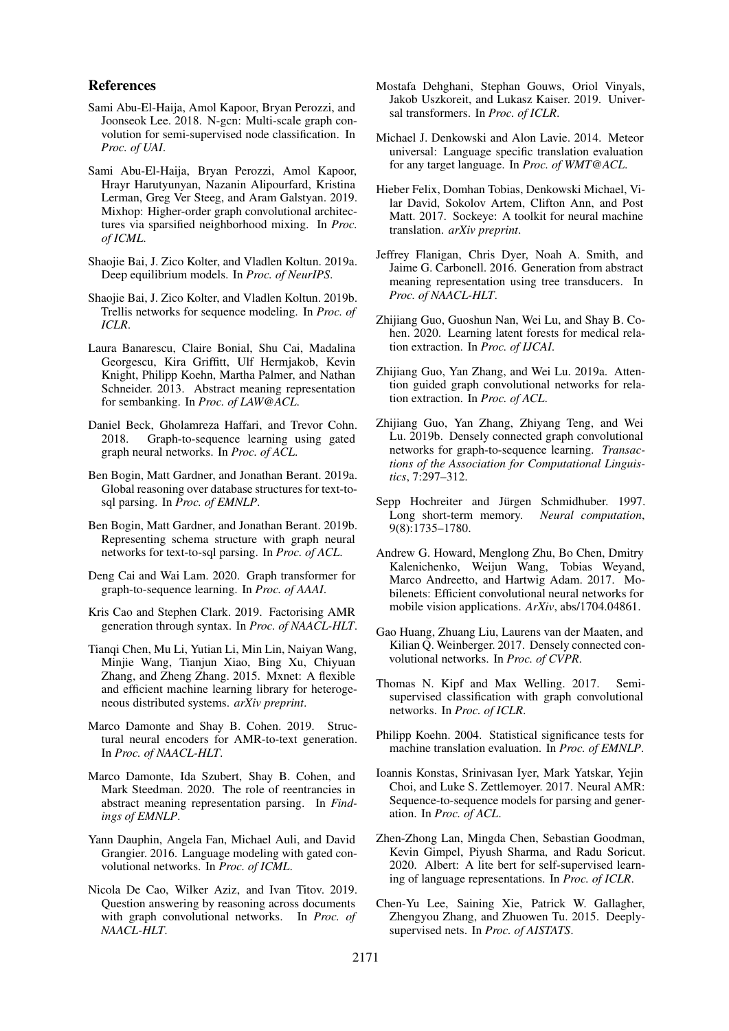## References

Sami Abu-El-Haija, Amol Kapoor, Bryan Perozzi, and Joonseok Lee. 2018. N-gcn: Multi-scale graph convolution for semi-supervised node classification. In *Proc. of UAI*.

Sami Abu-El-Haija, Bryan Perozzi, Amol Kapoor, Hrayr Harutyunyan, Nazanin Alipourfard, Kristina Lerman, Greg Ver Steeg, and Aram Galstyan. 2019. Mixhop: Higher-order graph convolutional architectures via sparsified neighborhood mixing. In *Proc. of ICML*.

Shaojie Bai, J. Zico Kolter, and Vladlen Koltun. 2019a. Deep equilibrium models. In *Proc. of NeurIPS*.

Shaojie Bai, J. Zico Kolter, and Vladlen Koltun. 2019b. Trellis networks for sequence modeling. In *Proc. of ICLR*.

Laura Banarescu, Claire Bonial, Shu Cai, Madalina Georgescu, Kira Griffitt, Ulf Hermjakob, Kevin Knight, Philipp Koehn, Martha Palmer, and Nathan Schneider. 2013. Abstract meaning representation for sembanking. In *Proc. of LAW@ACL*.

Daniel Beck, Gholamreza Haffari, and Trevor Cohn. 2018. Graph-to-sequence learning using gated graph neural networks. In *Proc. of ACL*.

Ben Bogin, Matt Gardner, and Jonathan Berant. 2019a. Global reasoning over database structures for text-to-sql parsing. In *Proc. of EMNLP*.

Ben Bogin, Matt Gardner, and Jonathan Berant. 2019b. Representing schema structure with graph neural networks for text-to-sql parsing. In *Proc. of ACL*.

Deng Cai and Wai Lam. 2020. Graph transformer for graph-to-sequence learning. In *Proc. of AAAI*.

Kris Cao and Stephen Clark. 2019. Factorising AMR generation through syntax. In *Proc. of NAACL-HLT*.

Tianqi Chen, Mu Li, Yutian Li, Min Lin, Naiyan Wang, Minjie Wang, Tianjun Xiao, Bing Xu, Chiyuan Zhang, and Zheng Zhang. 2015. Mxnet: A flexible and efficient machine learning library for heterogeneous distributed systems. *arXiv preprint*.

Marco Damonte and Shay B. Cohen. 2019. Structural neural encoders for AMR-to-text generation. In *Proc. of NAACL-HLT*.

Marco Damonte, Ida Szubert, Shay B. Cohen, and Mark Steedman. 2020. The role of reentrancies in abstract meaning representation parsing. In *Findings of EMNLP*.

Yann Dauphin, Angela Fan, Michael Auli, and David Grangier. 2016. Language modeling with gated convolutional networks. In *Proc. of ICML*.

Nicola De Cao, Wilker Aziz, and Ivan Titov. 2019. Question answering by reasoning across documents with graph convolutional networks. In *Proc. of NAACL-HLT*.

Mostafa Dehghani, Stephan Gouws, Oriol Vinyals, Jakob Uszkoreit, and Lukasz Kaiser. 2019. Universal transformers. In *Proc. of ICLR*.

Michael J. Denkowski and Alon Lavie. 2014. Meteor universal: Language specific translation evaluation for any target language. In *Proc. of WMT@ACL*.

Hieber Felix, Domhan Tobias, Denkowski Michael, Vilar David, Sokolov Artem, Clifton Ann, and Post Matt. 2017. Sockeye: A toolkit for neural machine translation. *arXiv preprint*.

Jeffrey Flanigan, Chris Dyer, Noah A. Smith, and Jaime G. Carbonell. 2016. Generation from abstract meaning representation using tree transducers. In *Proc. of NAACL-HLT*.

Zhijiang Guo, Guoshun Nan, Wei Lu, and Shay B. Cohen. 2020. Learning latent forests for medical relation extraction. In *Proc. of IJCAI*.

Zhijiang Guo, Yan Zhang, and Wei Lu. 2019a. Attention guided graph convolutional networks for relation extraction. In *Proc. of ACL*.

Zhijiang Guo, Yan Zhang, Zhiyang Teng, and Wei Lu. 2019b. Densely connected graph convolutional networks for graph-to-sequence learning. *Transactions of the Association for Computational Linguistics*, 7:297–312.

Sepp Hochreiter and Jürgen Schmidhuber. 1997. Long short-term memory. *Neural computation*, 9(8):1735–1780.

Andrew G. Howard, Menglong Zhu, Bo Chen, Dmitry Kalenichenko, Weijun Wang, Tobias Weyand, Marco Andreetto, and Hartwig Adam. 2017. Mobilenets: Efficient convolutional neural networks for mobile vision applications. *ArXiv*, abs/1704.04861.

Gao Huang, Zhuang Liu, Laurens van der Maaten, and Kilian Q. Weinberger. 2017. Densely connected convolutional networks. In *Proc. of CVPR*.

Thomas N. Kipf and Max Welling. 2017. Semi-supervised classification with graph convolutional networks. In *Proc. of ICLR*.

Philipp Koehn. 2004. Statistical significance tests for machine translation evaluation. In *Proc. of EMNLP*.

Ioannis Konstas, Srinivasan Iyer, Mark Yatskar, Yejin Choi, and Luke S. Zettlemoyer. 2017. Neural AMR: Sequence-to-sequence models for parsing and generation. In *Proc. of ACL*.

Zhen-Zhong Lan, Mingda Chen, Sebastian Goodman, Kevin Gimpel, Piyush Sharma, and Radu Soricut. 2020. Albert: A lite bert for self-supervised learning of language representations. In *Proc. of ICLR*.

Chen-Yu Lee, Saining Xie, Patrick W. Gallagher, Zhengyou Zhang, and Zhuowen Tu. 2015. Deeply-supervised nets. In *Proc. of AISTATS*.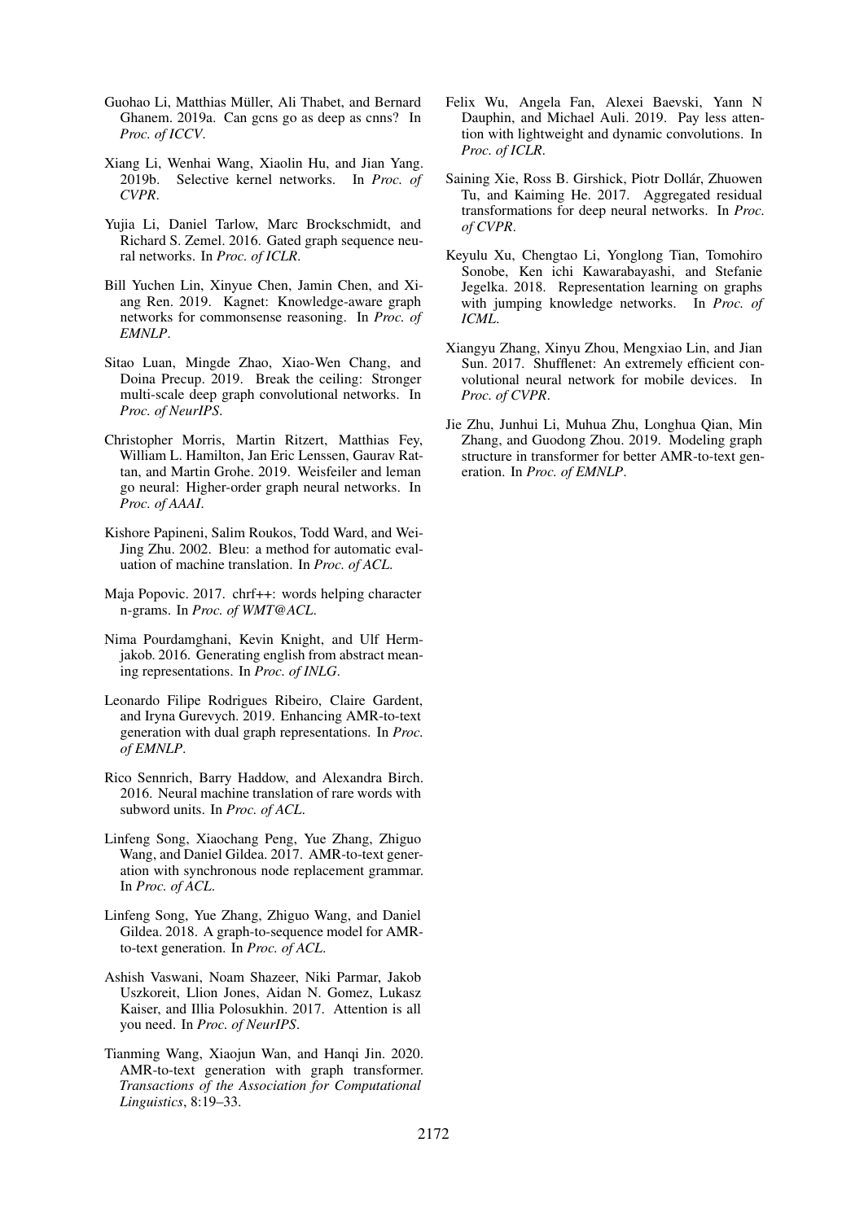Guohao Li, Matthias Müller, Ali Thabet, and Bernard Ghanem. 2019a. Can gcns go as deep as cnns? In *Proc. of ICCV*.

Xiang Li, Wenhai Wang, Xiaolin Hu, and Jian Yang. 2019b. Selective kernel networks. In *Proc. of CVPR*.

Yujia Li, Daniel Tarlow, Marc Brockschmidt, and Richard S. Zemel. 2016. Gated graph sequence neural networks. In *Proc. of ICLR*.

Bill Yuchen Lin, Xinyue Chen, Jamin Chen, and Xiang Ren. 2019. Kagnet: Knowledge-aware graph networks for commonsense reasoning. In *Proc. of EMNLP*.

Sitao Luan, Mingde Zhao, Xiao-Wen Chang, and Doina Precup. 2019. Break the ceiling: Stronger multi-scale deep graph convolutional networks. In *Proc. of NeurIPS*.

Christopher Morris, Martin Ritzert, Matthias Fey, William L. Hamilton, Jan Eric Lenssen, Gaurav Rattan, and Martin Grohe. 2019. Weisfeiler and leman go neural: Higher-order graph neural networks. In *Proc. of AAAI*.

Kishore Papineni, Salim Roukos, Todd Ward, and Wei-Jing Zhu. 2002. Bleu: a method for automatic evaluation of machine translation. In *Proc. of ACL*.

Maja Popovic. 2017. chrf++: words helping character n-grams. In *Proc. of WMT@ACL*.

Nima Pourdamghani, Kevin Knight, and Ulf Hermjakob. 2016. Generating english from abstract meaning representations. In *Proc. of INLG*.

Leonardo Filipe Rodrigues Ribeiro, Claire Gardent, and Iryna Gurevych. 2019. Enhancing AMR-to-text generation with dual graph representations. In *Proc. of EMNLP*.

Rico Sennrich, Barry Haddow, and Alexandra Birch. 2016. Neural machine translation of rare words with subword units. In *Proc. of ACL*.

Linfeng Song, Xiaochang Peng, Yue Zhang, Zhiguo Wang, and Daniel Gildea. 2017. AMR-to-text generation with synchronous node replacement grammar. In *Proc. of ACL*.

Linfeng Song, Yue Zhang, Zhiguo Wang, and Daniel Gildea. 2018. A graph-to-sequence model for AMR-to-text generation. In *Proc. of ACL*.

Ashish Vaswani, Noam Shazeer, Niki Parmar, Jakob Uszkoreit, Llion Jones, Aidan N. Gomez, Lukasz Kaiser, and Illia Polosukhin. 2017. Attention is all you need. In *Proc. of NeurIPS*.

Tianming Wang, Xiaojun Wan, and Hanqi Jin. 2020. AMR-to-text generation with graph transformer. *Transactions of the Association for Computational Linguistics*, 8:19–33.

Felix Wu, Angela Fan, Alexei Baevski, Yann N Dauphin, and Michael Auli. 2019. Pay less attention with lightweight and dynamic convolutions. In *Proc. of ICLR*.

Saining Xie, Ross B. Girshick, Piotr Dollár, Zhuowen Tu, and Kaiming He. 2017. Aggregated residual transformations for deep neural networks. In *Proc. of CVPR*.

Keyulu Xu, Chengtao Li, Yonglong Tian, Tomohiro Sonobe, Ken ichi Kawarabayashi, and Stefanie Jegelka. 2018. Representation learning on graphs with jumping knowledge networks. In *Proc. of ICML*.

Xiangyu Zhang, Xinyu Zhou, Mengxiao Lin, and Jian Sun. 2017. Shufflenet: An extremely efficient convolutional neural network for mobile devices. In *Proc. of CVPR*.

Jie Zhu, Junhui Li, Muhua Zhu, Longhua Qian, Min Zhang, and Guodong Zhou. 2019. Modeling graph structure in transformer for better AMR-to-text generation. In *Proc. of EMNLP*.